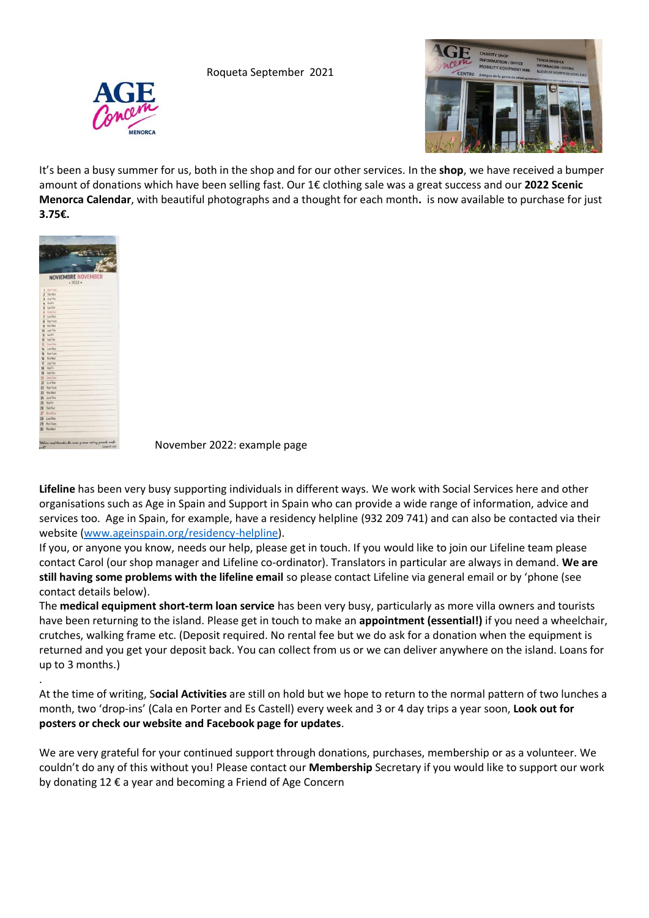Roqueta September 2021

It's been a busy summer for us, both in the shop and for our other services. In the **shop**, we have received a bumper amount of donations which have been selling fast. Our 1€ clothing sale was a great success and our **2022 Scenic Menorca Calendar**, with beautiful photographs and a thought for each month**.** is now available to purchase for just **3.75€.**

November 2022: example page

**Lifeline** has been very busy supporting individuals in different ways. We work with Social Services here and other organisations such as Age in Spain and Support in Spain who can provide a wide range of information, advice and services too. Age in Spain, for example, have a residency helpline (932 209 741) and can also be contacted via their website ([www.ageinspain.org/residency-helpline](www.ageinspain.org/residency-helpline)).

If you, or anyone you know, needs our help, please get in touch. If you would like to join our Lifeline team please contact Carol (our shop manager and Lifeline co-ordinator). Translators in particular are always in demand. **We are still having some problems with the lifeline email** so please contact Lifeline via general email or by 'phone (see contact details below).

The **medical equipment short-term loan service** has been very busy, particularly as more villa owners and tourists have been returning to the island. Please get in touch to make an **appointment (essential!)** if you need a wheelchair, crutches, walking frame etc. (Deposit required. No rental fee but we do ask for a donation when the equipment is returned and you get your deposit back. You can collect from us or we can deliver anywhere on the island. Loans for up to 3 months.)

.

At the time of writing, S**ocial Activities** are still on hold but we hope to return to the normal pattern of two lunches a month, two 'drop-ins' (Cala en Porter and Es Castell) every week and 3 or 4 day trips a year soon, **Look out for posters or check our website and Facebook page for updates**.

We are very grateful for your continued support through donations, purchases, membership or as a volunteer. We couldn't do any of this without you! Please contact our **Membership** Secretary if you would like to support our work by donating 12 € a year and becoming a Friend of Age Concern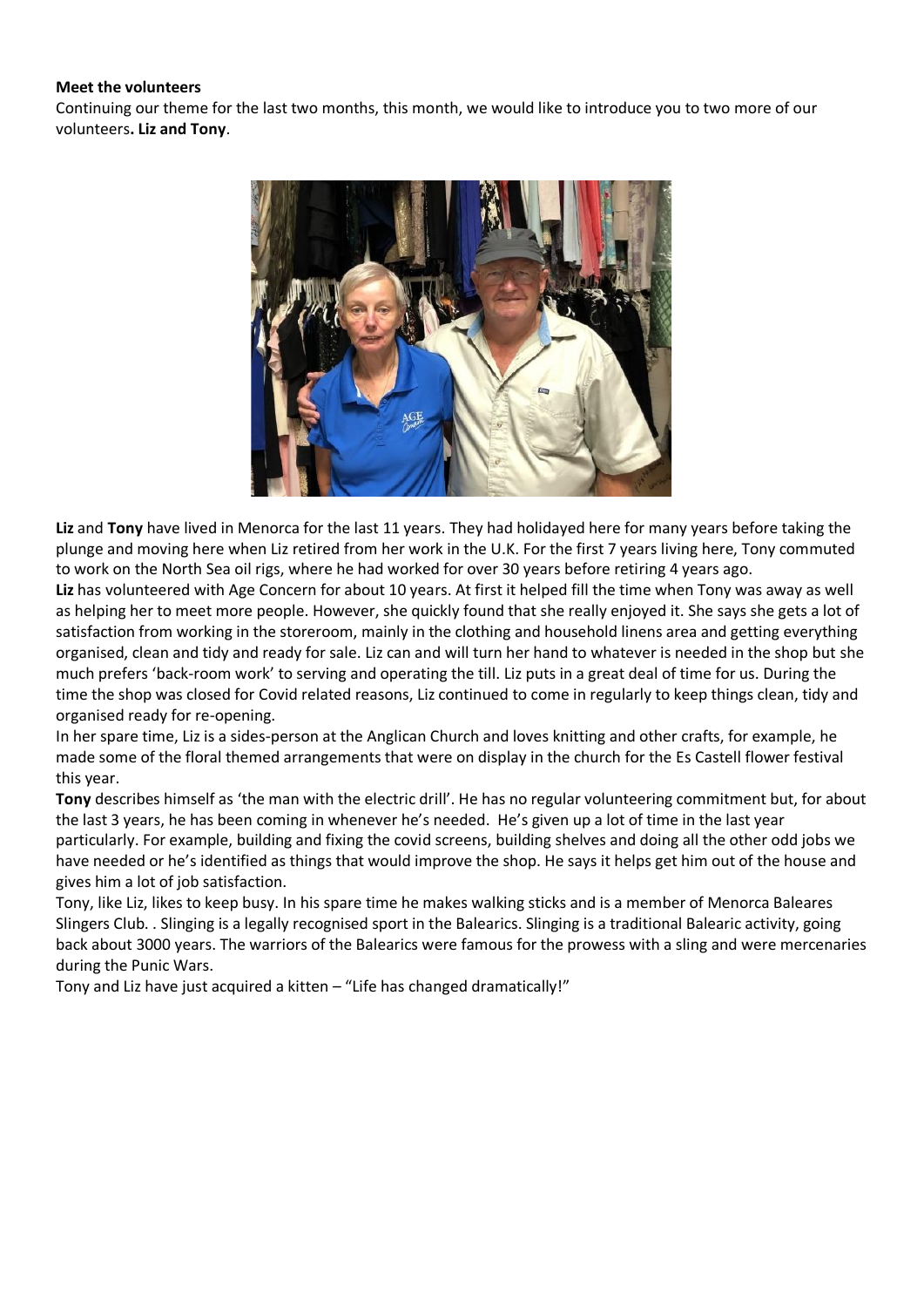**Meet the volunteers**

Continuing our theme for the last two months, this month, we would like to introduce you to two more of our volunteers**. Liz and Tony**.

**Liz** and **Tony** have lived in Menorca for the last 11 years. They had holidayed here for many years before taking the plunge and moving here when Liz retired from her work in the U.K. For the first 7 years living here, Tony commuted to work on the North Sea oil rigs, where he had worked for over 30 years before retiring 4 years ago.

**Liz** has volunteered with Age Concern for about 10 years. At first it helped fill the time when Tony was away as well as helping her to meet more people. However, she quickly found that she really enjoyed it. She says she gets a lot of satisfaction from working in the storeroom, mainly in the clothing and household linens area and getting everything organised, clean and tidy and ready for sale. Liz can and will turn her hand to whatever is needed in the shop but she much prefers 'back-room work' to serving and operating the till. Liz puts in a great deal of time for us. During the time the shop was closed for Covid related reasons, Liz continued to come in regularly to keep things clean, tidy and organised ready for re-opening.

In her spare time, Liz is a sides-person at the Anglican Church and loves knitting and other crafts, for example, he made some of the floral themed arrangements that were on display in the church for the Es Castell flower festival this year.

**Tony** describes himself as 'the man with the electric drill'. He has no regular volunteering commitment but, for about the last 3 years, he has been coming in whenever he's needed. He's given up a lot of time in the last year particularly. For example, building and fixing the covid screens, building shelves and doing all the other odd jobs we have needed or he's identified as things that would improve the shop. He says it helps get him out of the house and gives him a lot of job satisfaction.

Tony, like Liz, likes to keep busy. In his spare time he makes walking sticks and is a member of Menorca Baleares Slingers Club. . Slinging is a legally recognised sport in the Balearics. Slinging is a traditional Balearic activity, going back about 3000 years. The warriors of the Balearics were famous for the prowess with a sling and were mercenaries during the Punic Wars.

Tony and Liz have just acquired a kitten – "Life has changed dramatically!"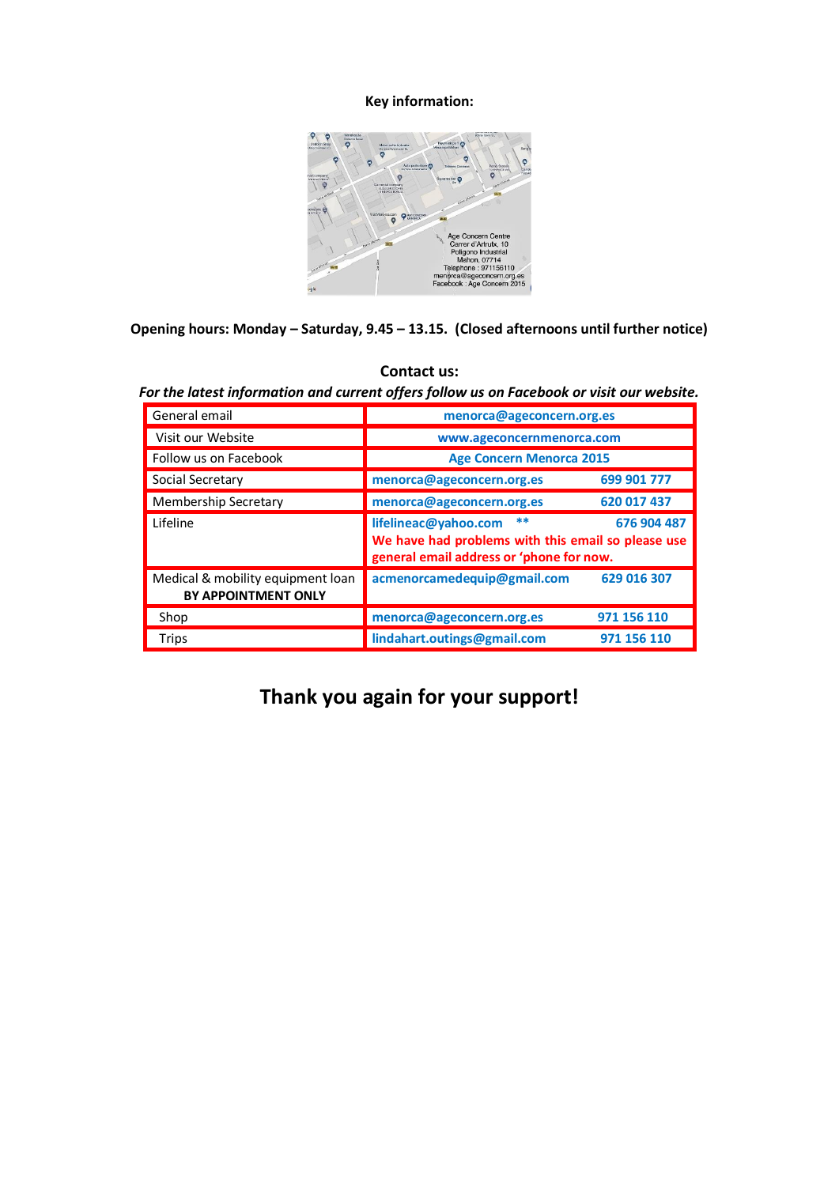**Key information:**

Age Concern Centre
Carrer d'Artrutx, 10
Polígono Industrial
Mahon, 07714
Telephone : 971156110
menorca@ageconcern.org.es
Facebook : Age Concern 2015

**Opening hours: Monday – Saturday, 9.45 – 13.15. (Closed afternoons until further notice)**

**Contact us:**

***For the latest information and current offers follow us on Facebook or visit our website.***

| | | |
|---|---|---|
| General email | **menorca@ageconcern.org.es** | |
| Visit our Website | **www.ageconcernmenorca.com** | |
| Follow us on Facebook | **Age Concern Menorca 2015** | |
| Social Secretary | **menorca@ageconcern.org.es** | **699 901 777** |
| Membership Secretary | **menorca@ageconcern.org.es** | **620 017 437** |
| Lifeline | **lifelineac@yahoo.com \*\*** **We have had problems with this email so please use general email address or 'phone for now.** | **676 904 487** |
| Medical & mobility equipment loan **BY APPOINTMENT ONLY** | **acmenorcamedequip@gmail.com** | **629 016 307** |
| Shop | **menorca@ageconcern.org.es** | **971 156 110** |
| Trips | **lindahart.outings@gmail.com** | **971 156 110** |

## Thank you again for your support!